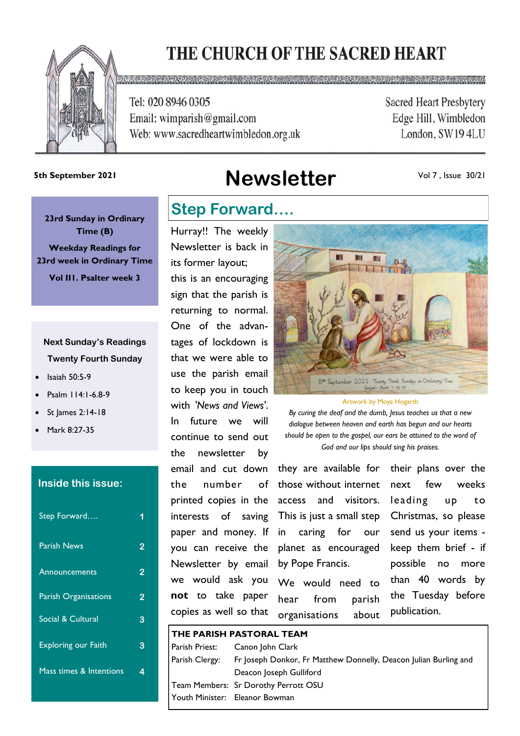# THE CHURCH OF THE SACRED HEART

Tel: 020 8946 0305
Email: wimparish@gmail.com
Web: www.sacredheartwimbledon.org.uk

Sacred Heart Presbytery
Edge Hill, Wimbledon
London, SW19 4LU

**5th September 2021**

# Newsletter

Vol 7 , Issue 30/21

**23rd Sunday in Ordinary Time (B)**

**Weekday Readings for 23rd week in Ordinary Time**

**Vol III. Psalter week 3**

**Next Sunday's Readings**
**Twenty Fourth Sunday**

- Isaiah 50:5-9
- Psalm 114:1-6.8-9
- St James 2:14-18
- Mark 8:27-35

**Inside this issue:**

| | |
|---|---|
| Step Forward…. | 1 |
| Parish News | 2 |
| Announcements | 2 |
| Parish Organisations | 2 |
| Social & Cultural | 3 |
| Exploring our Faith | 3 |
| Mass times & Intentions | 4 |

## Step Forward….

Artwork by Moya Hogarth

*By curing the deaf and the dumb, Jesus teaches us that a new dialogue between heaven and earth has begun and our hearts should be open to the gospel, our ears be attuned to the word of God and our lips should sing his praises.*

Hurray!! The weekly Newsletter is back in its former layout; this is an encouraging sign that the parish is returning to normal. One of the advantages of lockdown is that we were able to use the parish email to keep you in touch with *'News and Views'*. In future we will continue to send out the newsletter by email and cut down the number of printed copies in the interests of saving paper and money. If you can receive the Newsletter by email we would ask you **not** to take paper copies as well so that they are available for those without internet access and visitors. This is just a small step in caring for our planet as encouraged by Pope Francis.

We would need to hear from parish organisations about their plans over the next few weeks leading up to Christmas, so please send us your items - keep them brief - if possible no more than 40 words by the Tuesday before publication.

**THE PARISH PASTORAL TEAM**

| | |
|---|---|
| Parish Priest: | Canon John Clark |
| Parish Clergy: | Fr Joseph Donkor, Fr Matthew Donnelly, Deacon Julian Burling and Deacon Joseph Gulliford |
| Team Members: | Sr Dorothy Perrott OSU |
| Youth Minister: | Eleanor Bowman |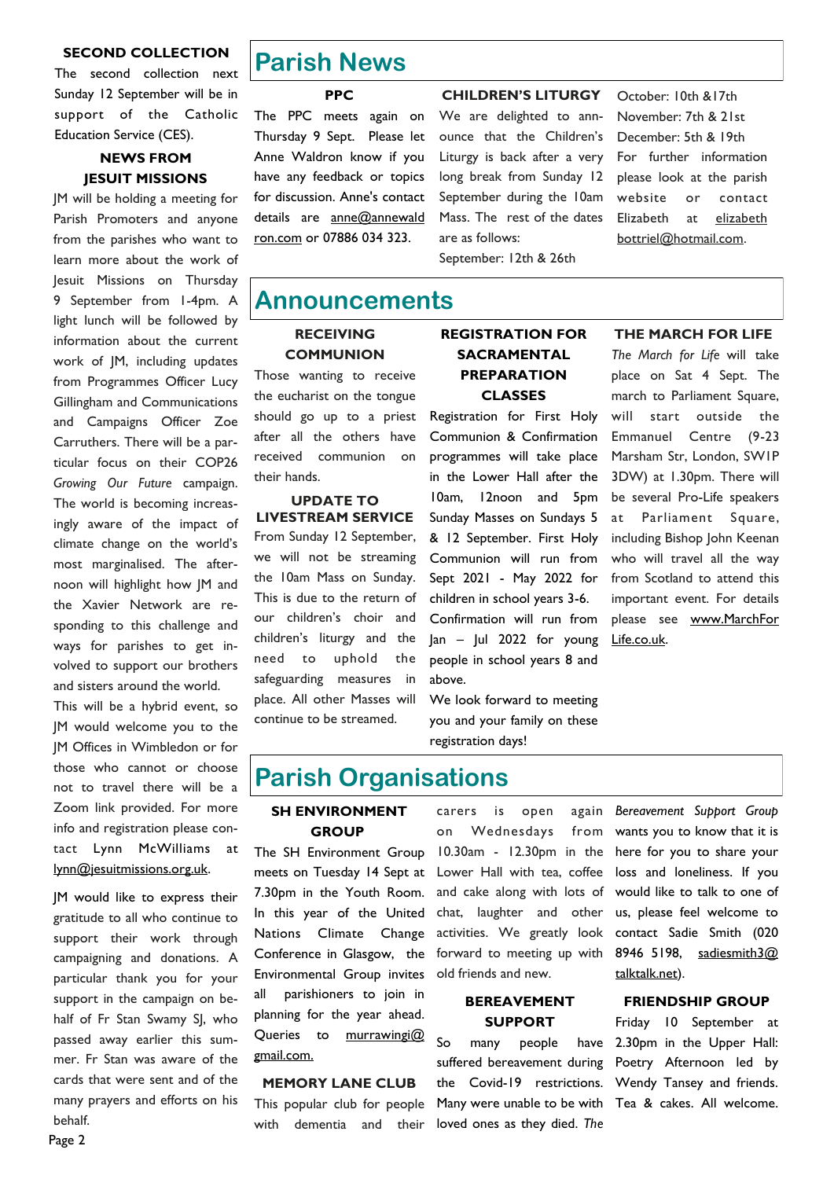### SECOND COLLECTION

The second collection next Sunday 12 September will be in support of the Catholic Education Service (CES).

### NEWS FROM JESUIT MISSIONS

JM will be holding a meeting for Parish Promoters and anyone from the parishes who want to learn more about the work of Jesuit Missions on Thursday 9 September from 1-4pm. A light lunch will be followed by information about the current work of JM, including updates from Programmes Officer Lucy Gillingham and Communications and Campaigns Officer Zoe Carruthers. There will be a particular focus on their COP26 *Growing Our Future* campaign. The world is becoming increasingly aware of the impact of climate change on the world's most marginalised. The afternoon will highlight how JM and the Xavier Network are responding to this challenge and ways for parishes to get involved to support our brothers and sisters around the world.

This will be a hybrid event, so JM would welcome you to the JM Offices in Wimbledon or for those who cannot or choose not to travel there will be a Zoom link provided. For more info and registration please contact Lynn McWilliams at lynn@jesuitmissions.org.uk.

JM would like to express their gratitude to all who continue to support their work through campaigning and donations. A particular thank you for your support in the campaign on behalf of Fr Stan Swamy SJ, who passed away earlier this summer. Fr Stan was aware of the cards that were sent and of the many prayers and efforts on his behalf.

# Parish News

### PPC

The PPC meets again on Thursday 9 Sept. Please let Anne Waldron know if you have any feedback or topics for discussion. Anne's contact details are anne@annewaldron.com or 07886 034 323.

### CHILDREN'S LITURGY

We are delighted to announce that the Children's Liturgy is back after a very long break from Sunday 12 September during the 10am Mass. The rest of the dates are as follows:

September: 12th & 26th
October: 10th &17th
November: 7th & 21st
December: 5th & 19th

For further information please look at the parish website or contact Elizabeth at elizabethbottriel@hotmail.com.

# Announcements

### RECEIVING COMMUNION

Those wanting to receive the eucharist on the tongue should go up to a priest after all the others have received communion on their hands.

### UPDATE TO LIVESTREAM SERVICE

From Sunday 12 September, we will not be streaming the 10am Mass on Sunday. This is due to the return of our children's choir and children's liturgy and the need to uphold the safeguarding measures in place. All other Masses will continue to be streamed.

### REGISTRATION FOR SACRAMENTAL PREPARATION CLASSES

Registration for First Holy Communion & Confirmation programmes will take place in the Lower Hall after the 10am, 12noon and 5pm Sunday Masses on Sundays 5 & 12 September. First Holy Communion will run from Sept 2021 - May 2022 for children in school years 3-6. Confirmation will run from Jan – Jul 2022 for young people in school years 8 and above.

We look forward to meeting you and your family on these registration days!

### THE MARCH FOR LIFE

*The March for Life* will take place on Sat 4 Sept. The march to Parliament Square, will start outside the Emmanuel Centre (9-23 Marsham Str, London, SW1P 3DW) at 1.30pm. There will be several Pro-Life speakers at Parliament Square, including Bishop John Keenan who will travel all the way from Scotland to attend this important event. For details please see www.MarchForLife.co.uk.

# Parish Organisations

### SH ENVIRONMENT GROUP

The SH Environment Group meets on Tuesday 14 Sept at 7.30pm in the Youth Room. In this year of the United Nations Climate Change Conference in Glasgow, the Environmental Group invites all parishioners to join in planning for the year ahead. Queries to murrawingi@gmail.com.

### MEMORY LANE CLUB

This popular club for people with dementia and their carers is open again on Wednesdays from 10.30am - 12.30pm in the Lower Hall with tea, coffee and cake along with lots of chat, laughter and other activities. We greatly look forward to meeting up with old friends and new.

### BEREAVEMENT SUPPORT

So many people have suffered bereavement during the Covid-19 restrictions. Many were unable to be with loved ones as they died. *The Bereavement Support Group* wants you to know that it is here for you to share your loss and loneliness. If you would like to talk to one of us, please feel welcome to contact Sadie Smith (020 8946 5198, sadiesmith3@talktalk.net).

### FRIENDSHIP GROUP

Friday 10 September at 2.30pm in the Upper Hall: Poetry Afternoon led by Wendy Tansey and friends. Tea & cakes. All welcome.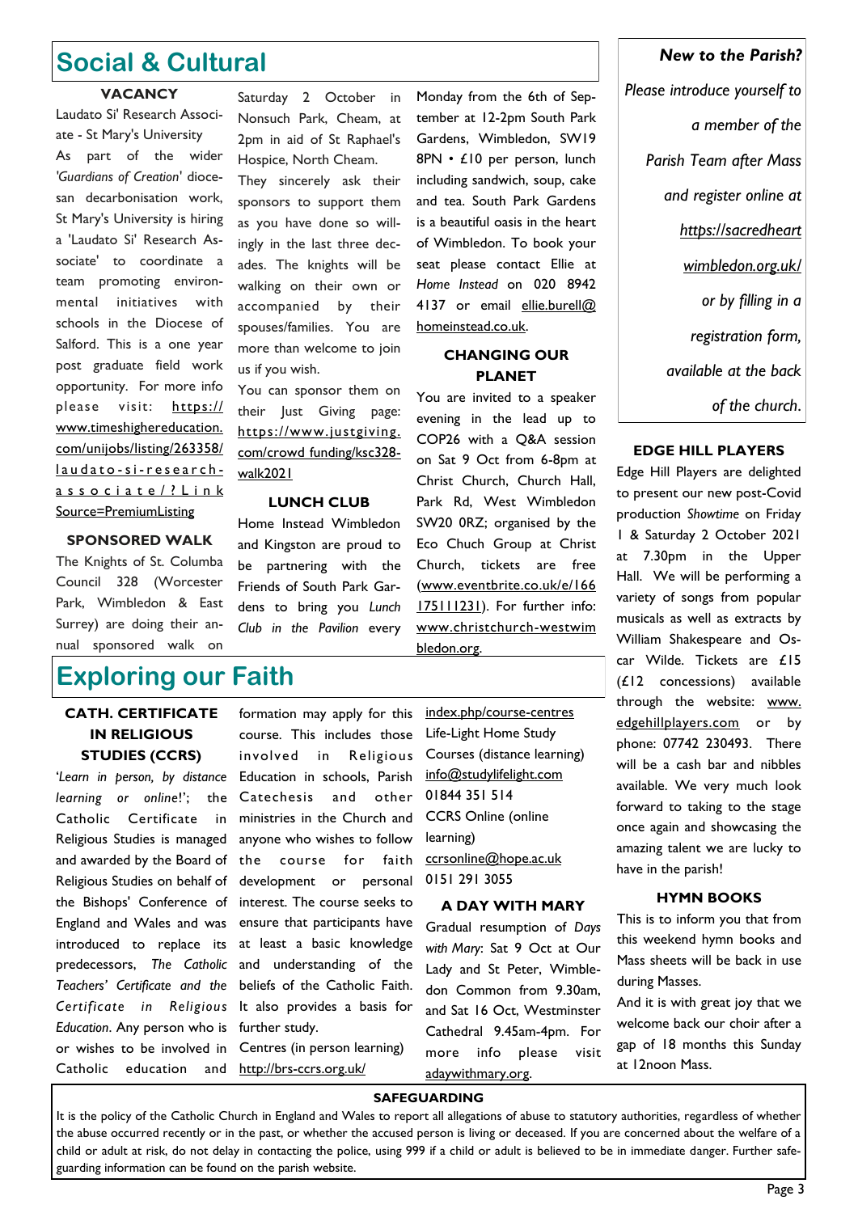# Social & Cultural

### VACANCY

Laudato Si' Research Associate - St Mary's University

As part of the wider *'Guardians of Creation'* diocesan decarbonisation work, St Mary's University is hiring a 'Laudato Si' Research Associate' to coordinate a team promoting environmental initiatives with schools in the Diocese of Salford. This is a one year post graduate field work opportunity. For more info please visit: https://www.timeshighereducation.com/unijobs/listing/263358/laudato-si-research-associate/?LinkSource=PremiumListing

### SPONSORED WALK

The Knights of St. Columba Council 328 (Worcester Park, Wimbledon & East Surrey) are doing their annual sponsored walk on Saturday 2 October in Nonsuch Park, Cheam, at 2pm in aid of St Raphael's Hospice, North Cheam.

They sincerely ask their sponsors to support them as you have done so willingly in the last three decades. The knights will be walking on their own or accompanied by their spouses/families. You are more than welcome to join us if you wish.

You can sponsor them on their Just Giving page: https://www.justgiving.com/crowd funding/ksc328-walk2021

### LUNCH CLUB

Home Instead Wimbledon and Kingston are proud to be partnering with the Friends of South Park Gardens to bring you *Lunch Club in the Pavilion* every Monday from the 6th of September at 12-2pm South Park Gardens, Wimbledon, SW19 8PN • £10 per person, lunch including sandwich, soup, cake and tea. South Park Gardens is a beautiful oasis in the heart of Wimbledon. To book your seat please contact Ellie at *Home Instead* on 020 8942 4137 or email ellie.burell@homeinstead.co.uk.

### CHANGING OUR PLANET

You are invited to a speaker evening in the lead up to COP26 with a Q&A session on Sat 9 Oct from 6-8pm at Christ Church, Church Hall, Park Rd, West Wimbledon SW20 0RZ; organised by the Eco Chuch Group at Christ Church, tickets are free (www.eventbrite.co.uk/e/166175111231). For further info: www.christchurch-westwimbledon.org.

*New to the Parish?*

*Please introduce yourself to a member of the Parish Team after Mass and register online at https://sacredheartwimbledon.org.uk/ or by filling in a registration form, available at the back of the church.*

### EDGE HILL PLAYERS

Edge Hill Players are delighted to present our new post-Covid production *Showtime* on Friday 1 & Saturday 2 October 2021 at 7.30pm in the Upper Hall. We will be performing a variety of songs from popular musicals as well as extracts by William Shakespeare and Oscar Wilde. Tickets are £15 (£12 concessions) available through the website: www.edgehillplayers.com or by phone: 07742 230493. There will be a cash bar and nibbles available. We very much look forward to taking to the stage once again and showcasing the amazing talent we are lucky to have in the parish!

### HYMN BOOKS

This is to inform you that from this weekend hymn books and Mass sheets will be back in use during Masses.

And it is with great joy that we welcome back our choir after a gap of 18 months this Sunday at 12noon Mass.

# Exploring our Faith

### CATH. CERTIFICATE IN RELIGIOUS STUDIES (CCRS)

'*Learn in person, by distance learning or online*!'; the Catholic Certificate in Religious Studies is managed and awarded by the Board of Religious Studies on behalf of the Bishops' Conference of England and Wales and was introduced to replace its predecessors, *The Catholic Teachers' Certificate and the Certificate in Religious Education*. Any person who is or wishes to be involved in Catholic education and formation may apply for this course. This includes those involved in Religious Education in schools, Parish Catechesis and other ministries in the Church and anyone who wishes to follow the course for faith development or personal interest. The course seeks to ensure that participants have at least a basic knowledge and understanding of the beliefs of the Catholic Faith. It also provides a basis for further study.

Centres (in person learning)
http://brs-ccrs.org.uk/index.php/course-centres

Life-Light Home Study Courses (distance learning)
info@studylifelight.com
01844 351 514

CCRS Online (online learning)
ccrsonline@hope.ac.uk
0151 291 3055

### A DAY WITH MARY

Gradual resumption of *Days with Mary*: Sat 9 Oct at Our Lady and St Peter, Wimbledon Common from 9.30am, and Sat 16 Oct, Westminster Cathedral 9.45am-4pm. For more info please visit adaywithmary.org.

### SAFEGUARDING

It is the policy of the Catholic Church in England and Wales to report all allegations of abuse to statutory authorities, regardless of whether the abuse occurred recently or in the past, or whether the accused person is living or deceased. If you are concerned about the welfare of a child or adult at risk, do not delay in contacting the police, using 999 if a child or adult is believed to be in immediate danger. Further safeguarding information can be found on the parish website.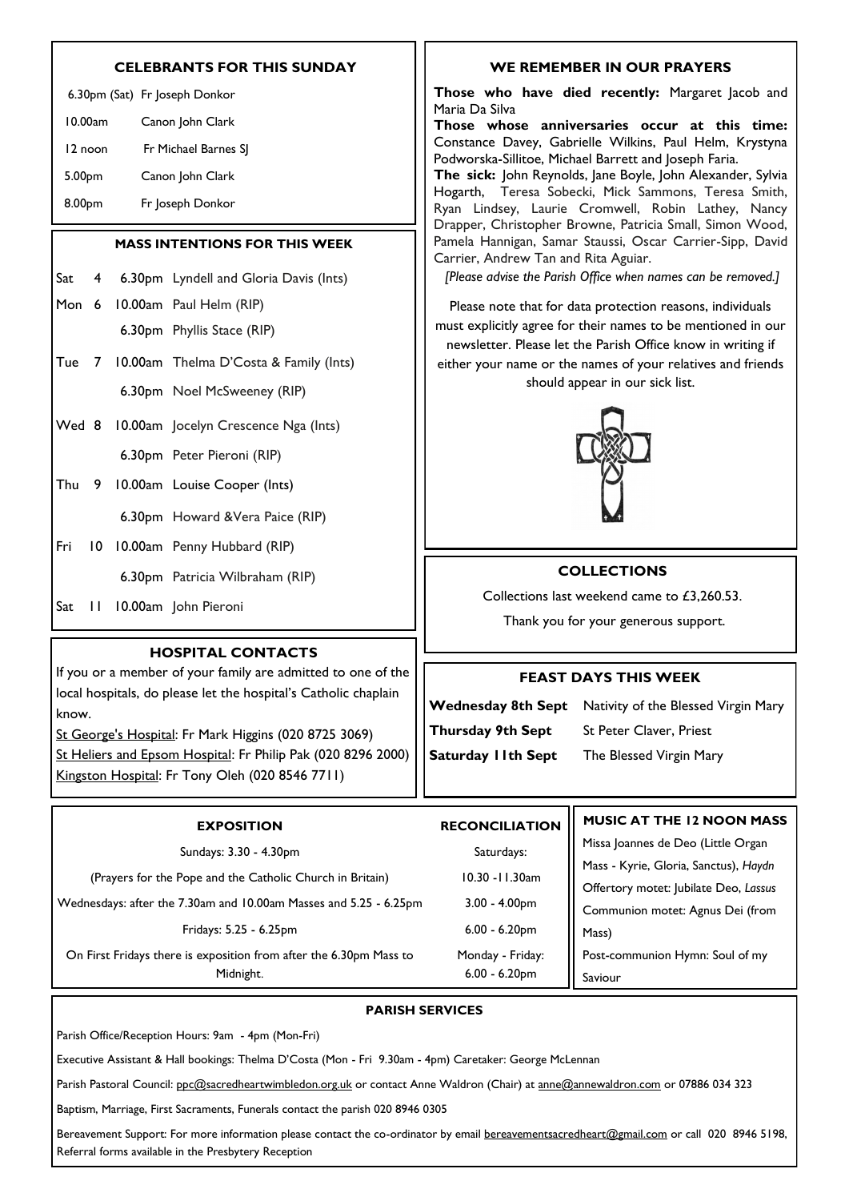## CELEBRANTS FOR THIS SUNDAY

| | |
|---|---|
| 6.30pm (Sat) | Fr Joseph Donkor |
| 10.00am | Canon John Clark |
| 12 noon | Fr Michael Barnes SJ |
| 5.00pm | Canon John Clark |
| 8.00pm | Fr Joseph Donkor |

## MASS INTENTIONS FOR THIS WEEK

| | | | |
|---|---|---|---|
| Sat | 4 | 6.30pm | Lyndell and Gloria Davis (Ints) |
| Mon | 6 | 10.00am | Paul Helm (RIP) |
| | | 6.30pm | Phyllis Stace (RIP) |
| Tue | 7 | 10.00am | Thelma D'Costa & Family (Ints) |
| | | 6.30pm | Noel McSweeney (RIP) |
| Wed | 8 | 10.00am | Jocelyn Crescence Nga (Ints) |
| | | 6.30pm | Peter Pieroni (RIP) |
| Thu | 9 | 10.00am | Louise Cooper (Ints) |
| | | 6.30pm | Howard &Vera Paice (RIP) |
| Fri | 10 | 10.00am | Penny Hubbard (RIP) |
| | | 6.30pm | Patricia Wilbraham (RIP) |
| Sat | 11 | 10.00am | John Pieroni |

## HOSPITAL CONTACTS

If you or a member of your family are admitted to one of the local hospitals, do please let the hospital's Catholic chaplain know.

St George's Hospital: Fr Mark Higgins (020 8725 3069)
St Heliers and Epsom Hospital: Fr Philip Pak (020 8296 2000)
Kingston Hospital: Fr Tony Oleh (020 8546 7711)

## WE REMEMBER IN OUR PRAYERS

**Those who have died recently:** Margaret Jacob and Maria Da Silva

**Those whose anniversaries occur at this time:** Constance Davey, Gabrielle Wilkins, Paul Helm, Krystyna Podworska-Sillitoe, Michael Barrett and Joseph Faria.

**The sick:** John Reynolds, Jane Boyle, John Alexander, Sylvia Hogarth, Teresa Sobecki, Mick Sammons, Teresa Smith, Ryan Lindsey, Laurie Cromwell, Robin Lathey, Nancy Drapper, Christopher Browne, Patricia Small, Simon Wood, Pamela Hannigan, Samar Staussi, Oscar Carrier-Sipp, David Carrier, Andrew Tan and Rita Aguiar.

*[Please advise the Parish Office when names can be removed.]*

Please note that for data protection reasons, individuals must explicitly agree for their names to be mentioned in our newsletter. Please let the Parish Office know in writing if either your name or the names of your relatives and friends should appear in our sick list.

## COLLECTIONS

Collections last weekend came to £3,260.53.

Thank you for your generous support.

## FEAST DAYS THIS WEEK

| | |
|---|---|
| **Wednesday 8th Sept** | Nativity of the Blessed Virgin Mary |
| **Thursday 9th Sept** | St Peter Claver, Priest |
| **Saturday 11th Sept** | The Blessed Virgin Mary |

## EXPOSITION

Sundays: 3.30 - 4.30pm

(Prayers for the Pope and the Catholic Church in Britain)

Wednesdays: after the 7.30am and 10.00am Masses and 5.25 - 6.25pm

Fridays: 5.25 - 6.25pm

On First Fridays there is exposition from after the 6.30pm Mass to Midnight.

## RECONCILIATION

Saturdays:

10.30 -11.30am

3.00 - 4.00pm

6.00 - 6.20pm

Monday - Friday:
6.00 - 6.20pm

## MUSIC AT THE 12 NOON MASS

Missa Joannes de Deo (Little Organ Mass - Kyrie, Gloria, Sanctus), *Haydn*

Offertory motet: Jubilate Deo, *Lassus*

Communion motet: Agnus Dei (from Mass)

Post-communion Hymn: Soul of my Saviour

## PARISH SERVICES

Parish Office/Reception Hours: 9am - 4pm (Mon-Fri)

Executive Assistant & Hall bookings: Thelma D'Costa (Mon - Fri 9.30am - 4pm) Caretaker: George McLennan

Parish Pastoral Council: ppc@sacredheartwimbledon.org.uk or contact Anne Waldron (Chair) at anne@annewaldron.com or 07886 034 323

Baptism, Marriage, First Sacraments, Funerals contact the parish 020 8946 0305

Bereavement Support: For more information please contact the co-ordinator by email bereavementsacredheart@gmail.com or call 020 8946 5198, Referral forms available in the Presbytery Reception